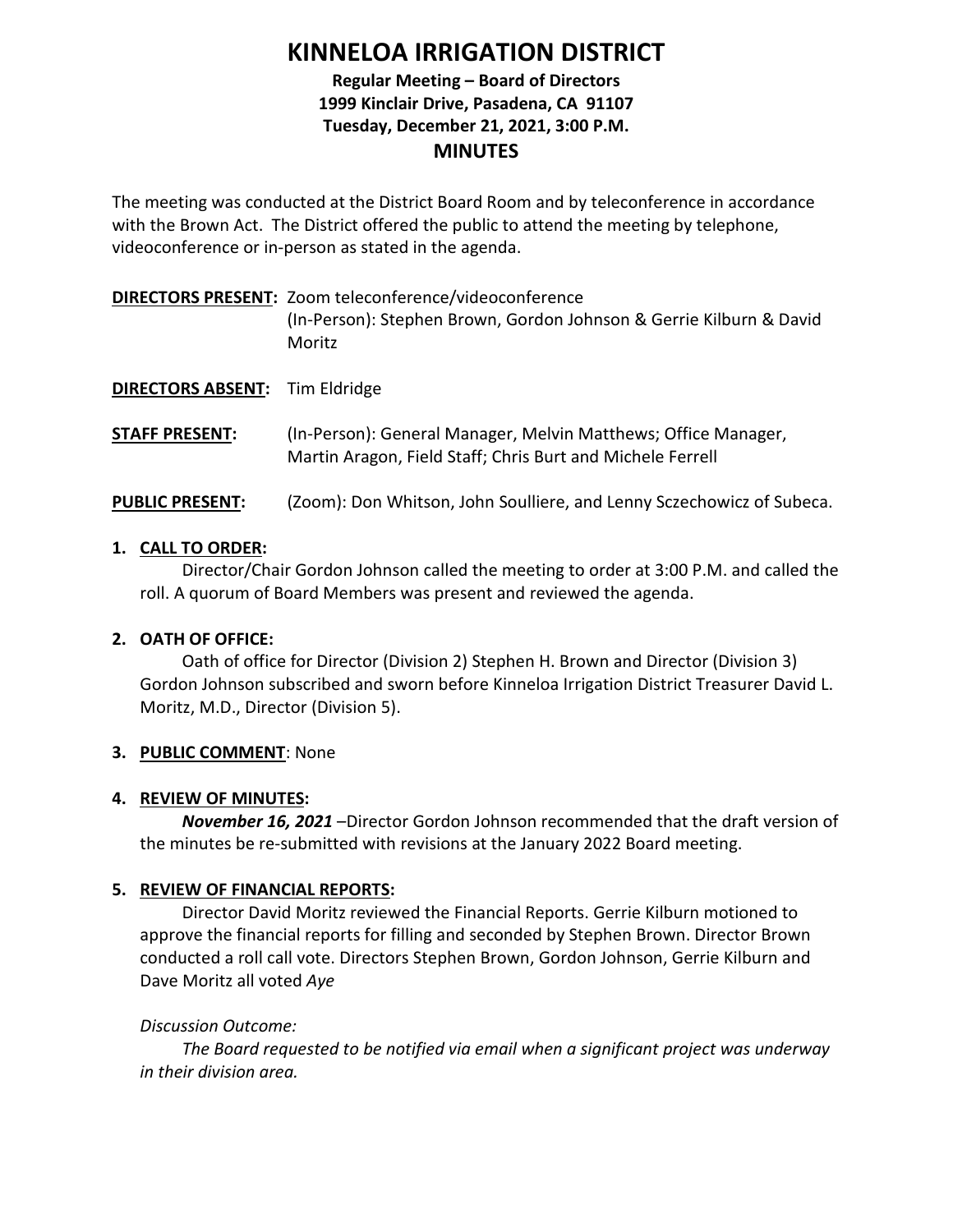# KINNELOA IRRIGATION DISTRICT

**Regular Meeting – Board of Directors**
**1999 Kinclair Drive, Pasadena, CA 91107**
**Tuesday, December 21, 2021, 3:00 P.M.**

## MINUTES

The meeting was conducted at the District Board Room and by teleconference in accordance with the Brown Act. The District offered the public to attend the meeting by telephone, videoconference or in-person as stated in the agenda.

**DIRECTORS PRESENT:** Zoom teleconference/videoconference
(In-Person): Stephen Brown, Gordon Johnson & Gerrie Kilburn & David Moritz

**DIRECTORS ABSENT:** Tim Eldridge

**STAFF PRESENT:** (In-Person): General Manager, Melvin Matthews; Office Manager, Martin Aragon, Field Staff; Chris Burt and Michele Ferrell

**PUBLIC PRESENT:** (Zoom): Don Whitson, John Soulliere, and Lenny Sczechowicz of Subeca.

1. **CALL TO ORDER:**
   Director/Chair Gordon Johnson called the meeting to order at 3:00 P.M. and called the roll. A quorum of Board Members was present and reviewed the agenda.

2. **OATH OF OFFICE:**
   Oath of office for Director (Division 2) Stephen H. Brown and Director (Division 3) Gordon Johnson subscribed and sworn before Kinneloa Irrigation District Treasurer David L. Moritz, M.D., Director (Division 5).

3. **PUBLIC COMMENT**: None

4. **REVIEW OF MINUTES:**
   ***November 16, 2021*** –Director Gordon Johnson recommended that the draft version of the minutes be re-submitted with revisions at the January 2022 Board meeting.

5. **REVIEW OF FINANCIAL REPORTS:**
   Director David Moritz reviewed the Financial Reports. Gerrie Kilburn motioned to approve the financial reports for filling and seconded by Stephen Brown. Director Brown conducted a roll call vote. Directors Stephen Brown, Gordon Johnson, Gerrie Kilburn and Dave Moritz all voted *Aye*

   *Discussion Outcome:*

   *The Board requested to be notified via email when a significant project was underway in their division area.*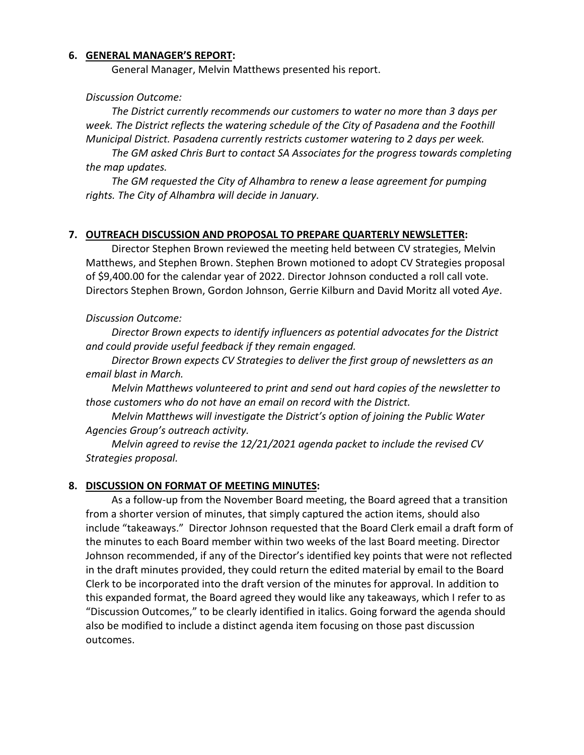**6. <u>GENERAL MANAGER'S REPORT</u>:**

General Manager, Melvin Matthews presented his report.

*Discussion Outcome:*

*The District currently recommends our customers to water no more than 3 days per week. The District reflects the watering schedule of the City of Pasadena and the Foothill Municipal District. Pasadena currently restricts customer watering to 2 days per week.*

*The GM asked Chris Burt to contact SA Associates for the progress towards completing the map updates.*

*The GM requested the City of Alhambra to renew a lease agreement for pumping rights. The City of Alhambra will decide in January.*

**7. <u>OUTREACH DISCUSSION AND PROPOSAL TO PREPARE QUARTERLY NEWSLETTER</u>:**

Director Stephen Brown reviewed the meeting held between CV strategies, Melvin Matthews, and Stephen Brown. Stephen Brown motioned to adopt CV Strategies proposal of $9,400.00 for the calendar year of 2022. Director Johnson conducted a roll call vote. Directors Stephen Brown, Gordon Johnson, Gerrie Kilburn and David Moritz all voted *Aye*.

*Discussion Outcome:*

*Director Brown expects to identify influencers as potential advocates for the District and could provide useful feedback if they remain engaged.*

*Director Brown expects CV Strategies to deliver the first group of newsletters as an email blast in March.*

*Melvin Matthews volunteered to print and send out hard copies of the newsletter to those customers who do not have an email on record with the District.*

*Melvin Matthews will investigate the District's option of joining the Public Water Agencies Group's outreach activity.*

*Melvin agreed to revise the 12/21/2021 agenda packet to include the revised CV Strategies proposal.*

**8. <u>DISCUSSION ON FORMAT OF MEETING MINUTES</u>:**

As a follow-up from the November Board meeting, the Board agreed that a transition from a shorter version of minutes, that simply captured the action items, should also include "takeaways." Director Johnson requested that the Board Clerk email a draft form of the minutes to each Board member within two weeks of the last Board meeting. Director Johnson recommended, if any of the Director's identified key points that were not reflected in the draft minutes provided, they could return the edited material by email to the Board Clerk to be incorporated into the draft version of the minutes for approval. In addition to this expanded format, the Board agreed they would like any takeaways, which I refer to as "Discussion Outcomes," to be clearly identified in italics. Going forward the agenda should also be modified to include a distinct agenda item focusing on those past discussion outcomes.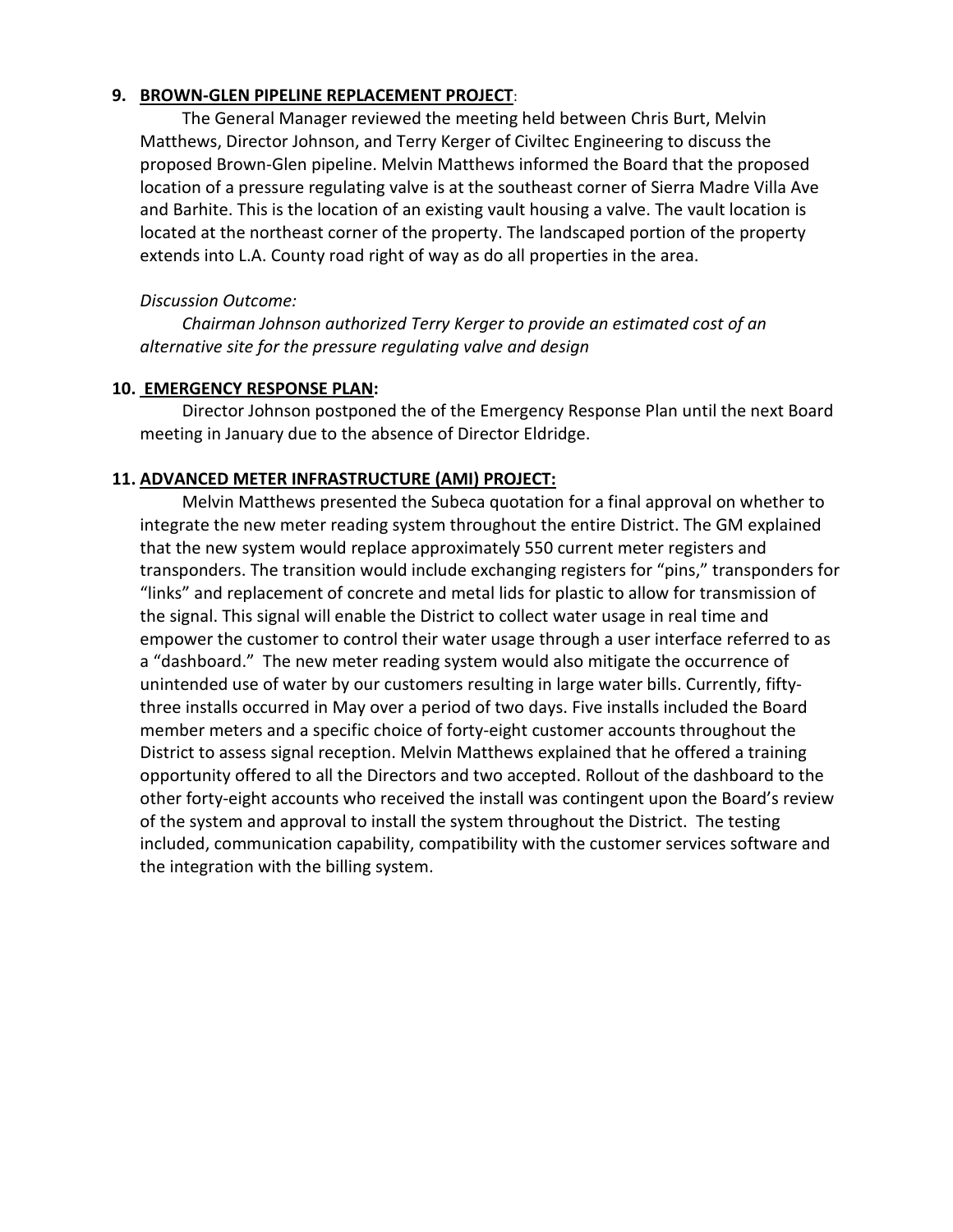9. **BROWN-GLEN PIPELINE REPLACEMENT PROJECT**:

The General Manager reviewed the meeting held between Chris Burt, Melvin Matthews, Director Johnson, and Terry Kerger of Civiltec Engineering to discuss the proposed Brown-Glen pipeline. Melvin Matthews informed the Board that the proposed location of a pressure regulating valve is at the southeast corner of Sierra Madre Villa Ave and Barhite. This is the location of an existing vault housing a valve. The vault location is located at the northeast corner of the property. The landscaped portion of the property extends into L.A. County road right of way as do all properties in the area.

*Discussion Outcome:*

*Chairman Johnson authorized Terry Kerger to provide an estimated cost of an alternative site for the pressure regulating valve and design*

10. **EMERGENCY RESPONSE PLAN:**

Director Johnson postponed the of the Emergency Response Plan until the next Board meeting in January due to the absence of Director Eldridge.

11. **ADVANCED METER INFRASTRUCTURE (AMI) PROJECT:**

Melvin Matthews presented the Subeca quotation for a final approval on whether to integrate the new meter reading system throughout the entire District. The GM explained that the new system would replace approximately 550 current meter registers and transponders. The transition would include exchanging registers for "pins," transponders for "links" and replacement of concrete and metal lids for plastic to allow for transmission of the signal. This signal will enable the District to collect water usage in real time and empower the customer to control their water usage through a user interface referred to as a "dashboard." The new meter reading system would also mitigate the occurrence of unintended use of water by our customers resulting in large water bills. Currently, fifty-three installs occurred in May over a period of two days. Five installs included the Board member meters and a specific choice of forty-eight customer accounts throughout the District to assess signal reception. Melvin Matthews explained that he offered a training opportunity offered to all the Directors and two accepted. Rollout of the dashboard to the other forty-eight accounts who received the install was contingent upon the Board's review of the system and approval to install the system throughout the District. The testing included, communication capability, compatibility with the customer services software and the integration with the billing system.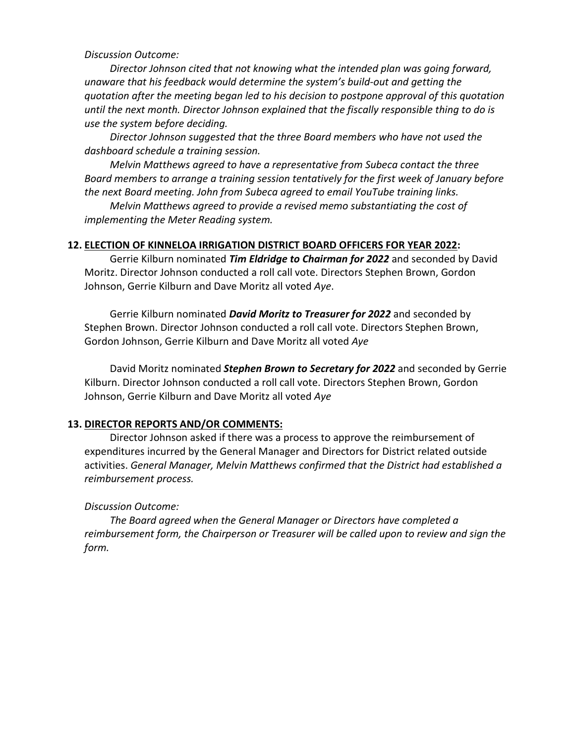*Discussion Outcome:*

*Director Johnson cited that not knowing what the intended plan was going forward, unaware that his feedback would determine the system's build-out and getting the quotation after the meeting began led to his decision to postpone approval of this quotation until the next month. Director Johnson explained that the fiscally responsible thing to do is use the system before deciding.*

*Director Johnson suggested that the three Board members who have not used the dashboard schedule a training session.*

*Melvin Matthews agreed to have a representative from Subeca contact the three Board members to arrange a training session tentatively for the first week of January before the next Board meeting. John from Subeca agreed to email YouTube training links.*

*Melvin Matthews agreed to provide a revised memo substantiating the cost of implementing the Meter Reading system.*

**12. <u>ELECTION OF KINNELOA IRRIGATION DISTRICT BOARD OFFICERS FOR YEAR 2022</u>:**

Gerrie Kilburn nominated ***Tim Eldridge to Chairman for 2022*** and seconded by David Moritz. Director Johnson conducted a roll call vote. Directors Stephen Brown, Gordon Johnson, Gerrie Kilburn and Dave Moritz all voted *Aye*.

Gerrie Kilburn nominated ***David Moritz to Treasurer for 2022*** and seconded by Stephen Brown. Director Johnson conducted a roll call vote. Directors Stephen Brown, Gordon Johnson, Gerrie Kilburn and Dave Moritz all voted *Aye*

David Moritz nominated ***Stephen Brown to Secretary for 2022*** and seconded by Gerrie Kilburn. Director Johnson conducted a roll call vote. Directors Stephen Brown, Gordon Johnson, Gerrie Kilburn and Dave Moritz all voted *Aye*

**13. <u>DIRECTOR REPORTS AND/OR COMMENTS:</u>**

Director Johnson asked if there was a process to approve the reimbursement of expenditures incurred by the General Manager and Directors for District related outside activities. *General Manager, Melvin Matthews confirmed that the District had established a reimbursement process.*

*Discussion Outcome:*

*The Board agreed when the General Manager or Directors have completed a reimbursement form, the Chairperson or Treasurer will be called upon to review and sign the form.*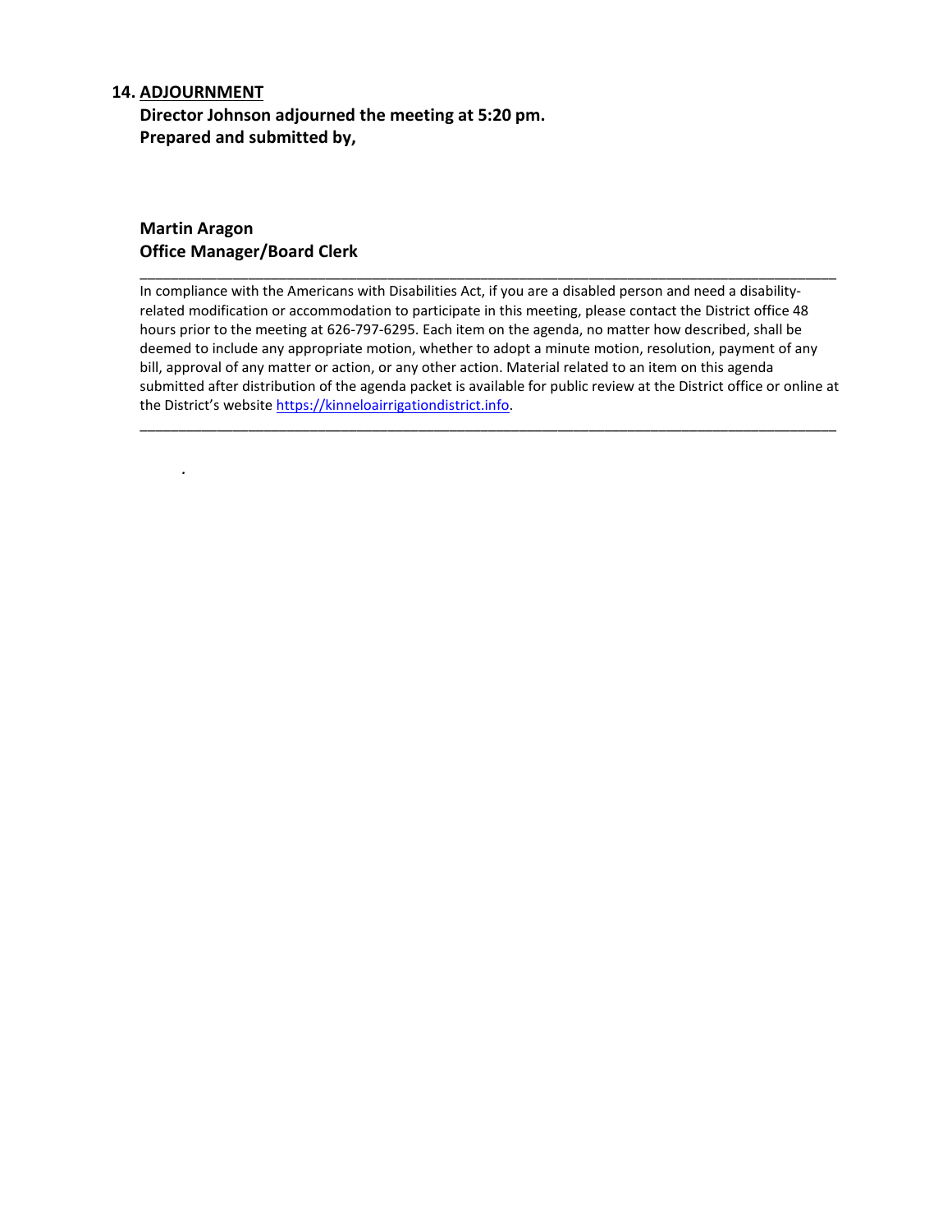**14. <u>ADJOURNMENT</u>**

**Director Johnson adjourned the meeting at 5:20 pm.**
**Prepared and submitted by,**

**Martin Aragon**
**Office Manager/Board Clerk**

---

In compliance with the Americans with Disabilities Act, if you are a disabled person and need a disability-related modification or accommodation to participate in this meeting, please contact the District office 48 hours prior to the meeting at 626-797-6295. Each item on the agenda, no matter how described, shall be deemed to include any appropriate motion, whether to adopt a minute motion, resolution, payment of any bill, approval of any matter or action, or any other action. Material related to an item on this agenda submitted after distribution of the agenda packet is available for public review at the District office or online at the District's website [https://kinneloairrigationdistrict.info](https://kinneloairrigationdistrict.info).

---

.